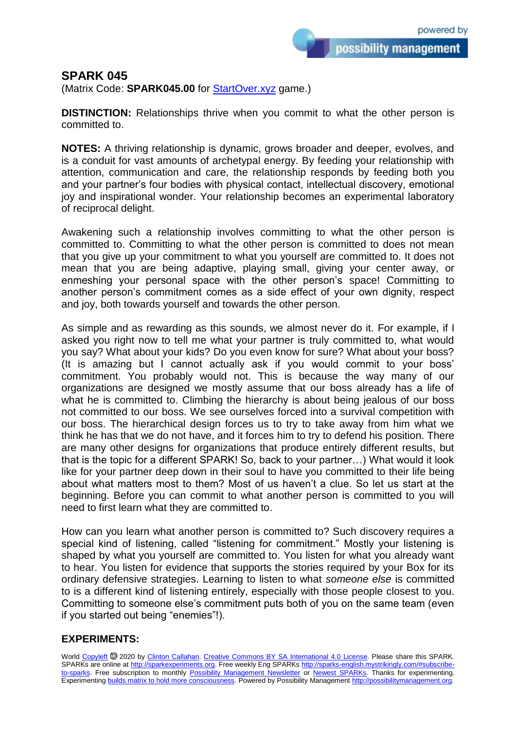## SPARK 045

(Matrix Code: **SPARK045.00** for [StartOver.xyz](StartOver.xyz) game.)

**DISTINCTION:** Relationships thrive when you commit to what the other person is committed to.

**NOTES:** A thriving relationship is dynamic, grows broader and deeper, evolves, and is a conduit for vast amounts of archetypal energy. By feeding your relationship with attention, communication and care, the relationship responds by feeding both you and your partner's four bodies with physical contact, intellectual discovery, emotional joy and inspirational wonder. Your relationship becomes an experimental laboratory of reciprocal delight.

Awakening such a relationship involves committing to what the other person is committed to. Committing to what the other person is committed to does not mean that you give up your commitment to what you yourself are committed to. It does not mean that you are being adaptive, playing small, giving your center away, or enmeshing your personal space with the other person's space! Committing to another person's commitment comes as a side effect of your own dignity, respect and joy, both towards yourself and towards the other person.

As simple and as rewarding as this sounds, we almost never do it. For example, if I asked you right now to tell me what your partner is truly committed to, what would you say? What about your kids? Do you even know for sure? What about your boss? (It is amazing but I cannot actually ask if you would commit to your boss' commitment. You probably would not. This is because the way many of our organizations are designed we mostly assume that our boss already has a life of what he is committed to. Climbing the hierarchy is about being jealous of our boss not committed to our boss. We see ourselves forced into a survival competition with our boss. The hierarchical design forces us to try to take away from him what we think he has that we do not have, and it forces him to try to defend his position. There are many other designs for organizations that produce entirely different results, but that is the topic for a different SPARK! So, back to your partner…) What would it look like for your partner deep down in their soul to have you committed to their life being about what matters most to them? Most of us haven't a clue. So let us start at the beginning. Before you can commit to what another person is committed to you will need to first learn what they are committed to.

How can you learn what another person is committed to? Such discovery requires a special kind of listening, called "listening for commitment." Mostly your listening is shaped by what you yourself are committed to. You listen for what you already want to hear. You listen for evidence that supports the stories required by your Box for its ordinary defensive strategies. Learning to listen to what *someone else* is committed to is a different kind of listening entirely, especially with those people closest to you. Committing to someone else's commitment puts both of you on the same team (even if you started out being "enemies"!).

## EXPERIMENTS:

World Copyleft 🄯 2020 by Clinton Callahan. Creative Commons BY SA International 4.0 License. Please share this SPARK. SPARKs are online at http://sparkexperiments.org. Free weekly Eng SPARKs http://sparks-english.mystrikingly.com/#subscribe-to-sparks. Free subscription to monthly Possibility Management Newsletter or Newest SPARKs. Thanks for experimenting. Experimenting builds matrix to hold more consciousness. Powered by Possibility Management http://possibilitymanagement.org.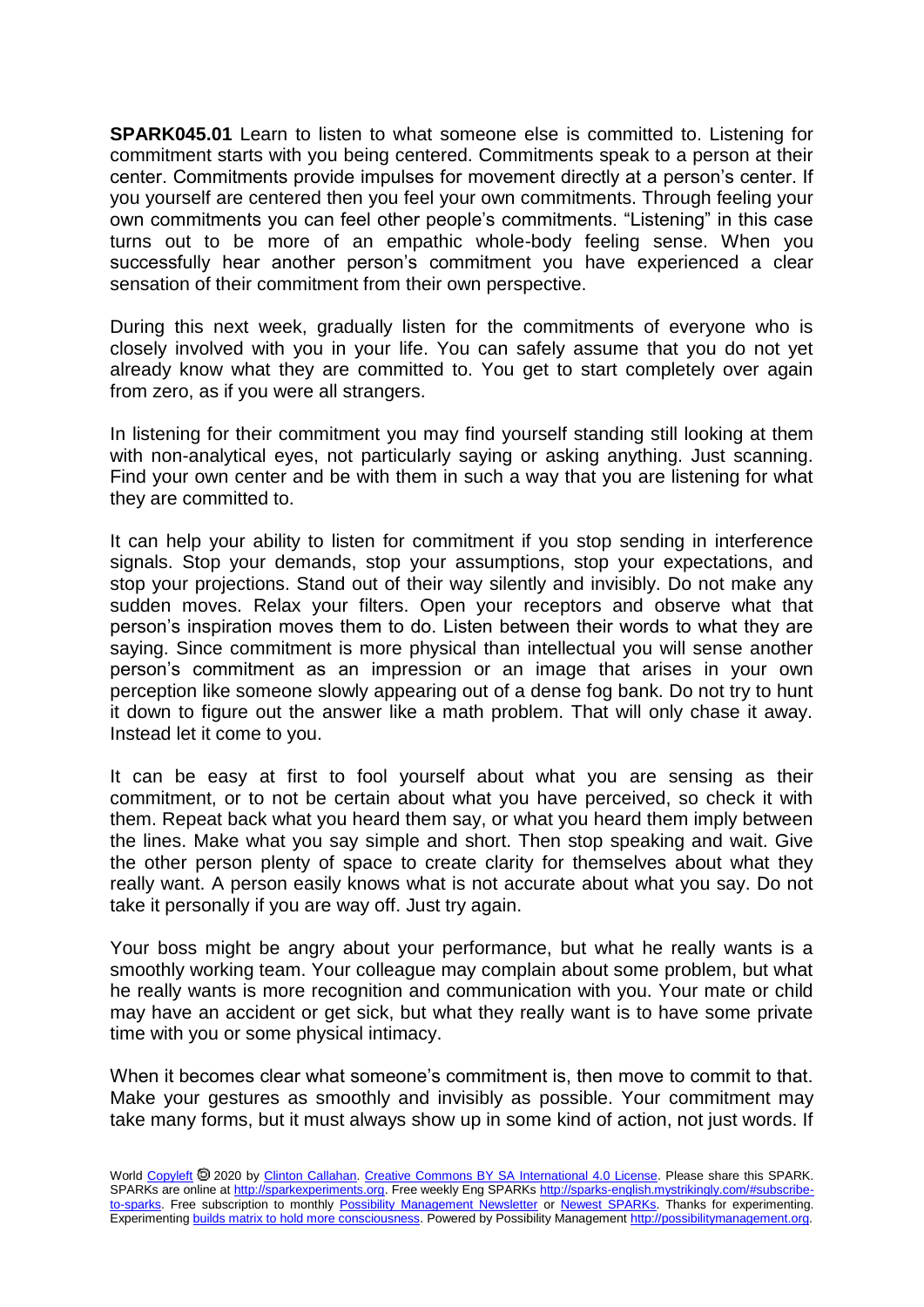**SPARK045.01** Learn to listen to what someone else is committed to. Listening for commitment starts with you being centered. Commitments speak to a person at their center. Commitments provide impulses for movement directly at a person's center. If you yourself are centered then you feel your own commitments. Through feeling your own commitments you can feel other people's commitments. "Listening" in this case turns out to be more of an empathic whole-body feeling sense. When you successfully hear another person's commitment you have experienced a clear sensation of their commitment from their own perspective.

During this next week, gradually listen for the commitments of everyone who is closely involved with you in your life. You can safely assume that you do not yet already know what they are committed to. You get to start completely over again from zero, as if you were all strangers.

In listening for their commitment you may find yourself standing still looking at them with non-analytical eyes, not particularly saying or asking anything. Just scanning. Find your own center and be with them in such a way that you are listening for what they are committed to.

It can help your ability to listen for commitment if you stop sending in interference signals. Stop your demands, stop your assumptions, stop your expectations, and stop your projections. Stand out of their way silently and invisibly. Do not make any sudden moves. Relax your filters. Open your receptors and observe what that person's inspiration moves them to do. Listen between their words to what they are saying. Since commitment is more physical than intellectual you will sense another person's commitment as an impression or an image that arises in your own perception like someone slowly appearing out of a dense fog bank. Do not try to hunt it down to figure out the answer like a math problem. That will only chase it away. Instead let it come to you.

It can be easy at first to fool yourself about what you are sensing as their commitment, or to not be certain about what you have perceived, so check it with them. Repeat back what you heard them say, or what you heard them imply between the lines. Make what you say simple and short. Then stop speaking and wait. Give the other person plenty of space to create clarity for themselves about what they really want. A person easily knows what is not accurate about what you say. Do not take it personally if you are way off. Just try again.

Your boss might be angry about your performance, but what he really wants is a smoothly working team. Your colleague may complain about some problem, but what he really wants is more recognition and communication with you. Your mate or child may have an accident or get sick, but what they really want is to have some private time with you or some physical intimacy.

When it becomes clear what someone's commitment is, then move to commit to that. Make your gestures as smoothly and invisibly as possible. Your commitment may take many forms, but it must always show up in some kind of action, not just words. If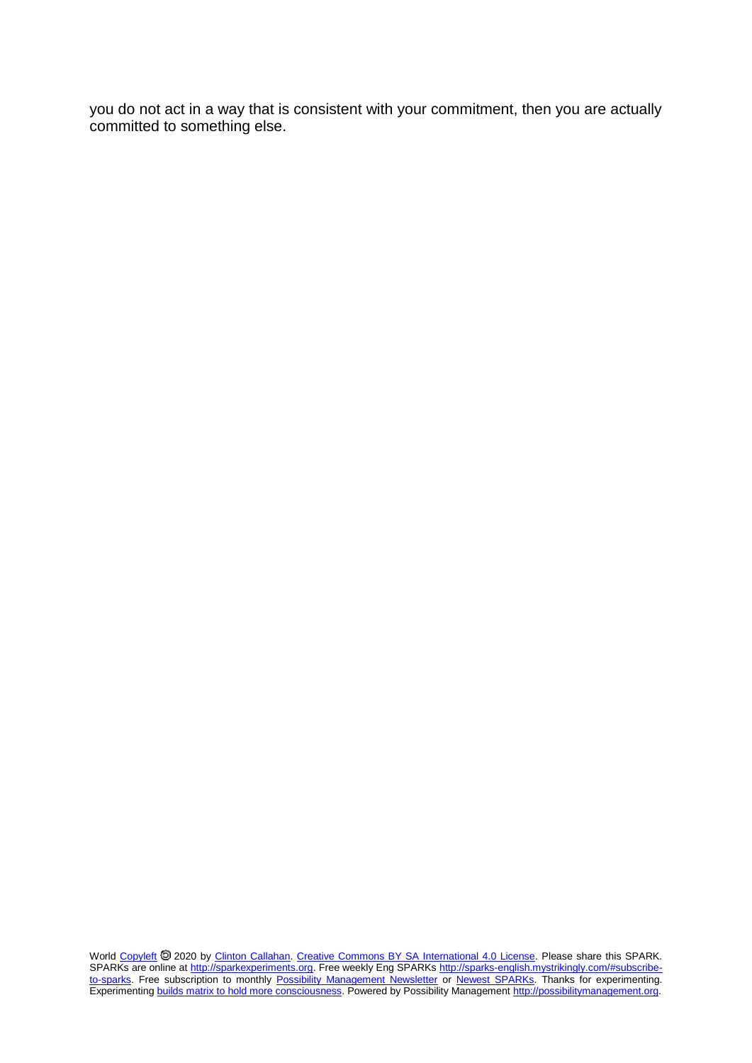you do not act in a way that is consistent with your commitment, then you are actually committed to something else.

World Copyleft 🄯 2020 by Clinton Callahan. Creative Commons BY SA International 4.0 License. Please share this SPARK. SPARKs are online at http://sparkexperiments.org. Free weekly Eng SPARKs http://sparks-english.mystrikingly.com/#subscribe-to-sparks. Free subscription to monthly Possibility Management Newsletter or Newest SPARKs. Thanks for experimenting. Experimenting builds matrix to hold more consciousness. Powered by Possibility Management http://possibilitymanagement.org.